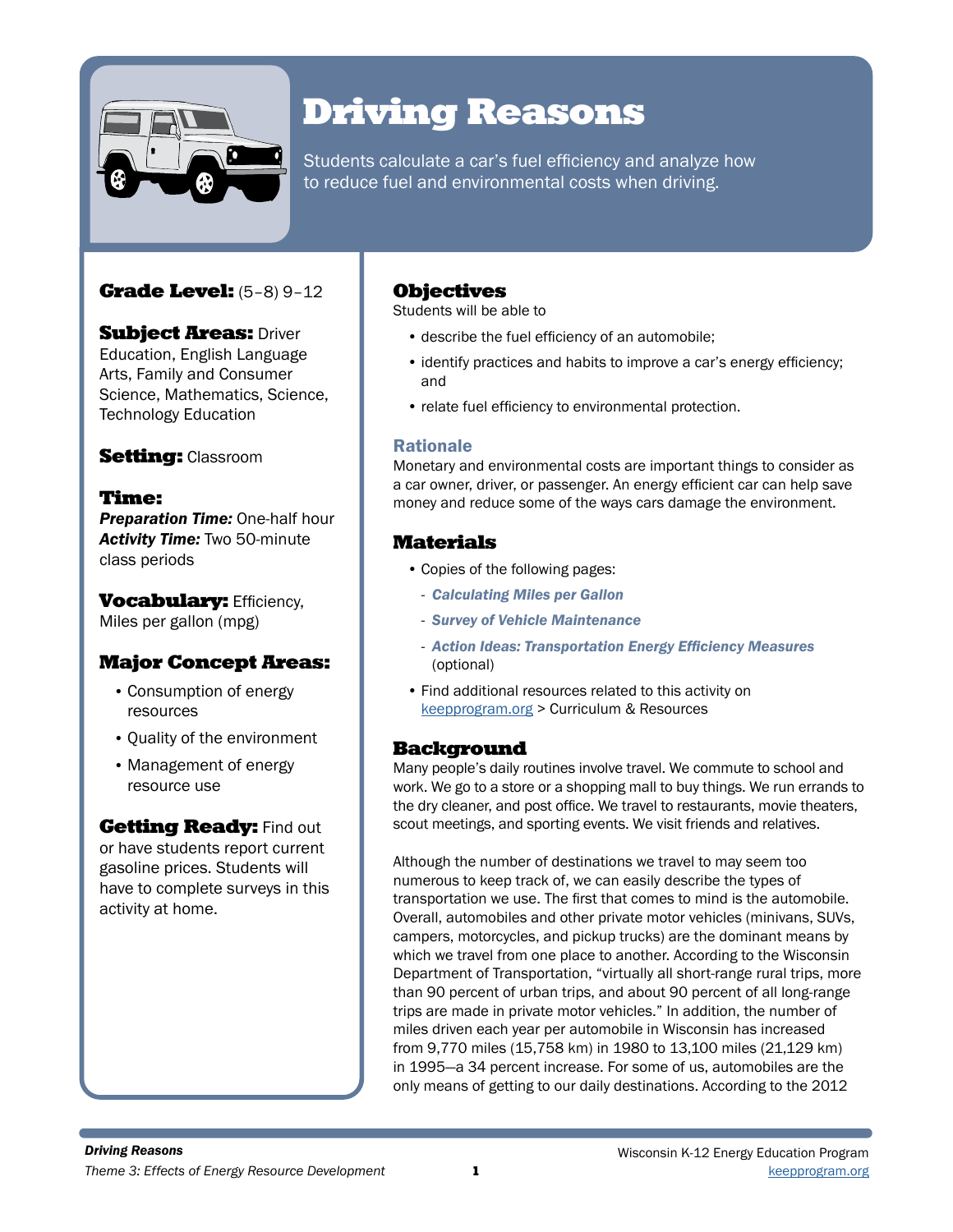# Driving Reasons

Students calculate a car's fuel efficiency and analyze how to reduce fuel and environmental costs when driving.

**Grade Level:** (5–8) 9–12

**Subject Areas:** Driver Education, English Language Arts, Family and Consumer Science, Mathematics, Science, Technology Education

**Setting:** Classroom

**Time:**
***Preparation Time:*** One-half hour
***Activity Time:*** Two 50-minute class periods

**Vocabulary:** Efficiency, Miles per gallon (mpg)

**Major Concept Areas:**

- Consumption of energy resources
- Quality of the environment
- Management of energy resource use

**Getting Ready:** Find out or have students report current gasoline prices. Students will have to complete surveys in this activity at home.

## Objectives

Students will be able to

- describe the fuel efficiency of an automobile;
- identify practices and habits to improve a car's energy efficiency; and
- relate fuel efficiency to environmental protection.

### Rationale

Monetary and environmental costs are important things to consider as a car owner, driver, or passenger. An energy efficient car can help save money and reduce some of the ways cars damage the environment.

## Materials

- Copies of the following pages:
  - *Calculating Miles per Gallon*
  - *Survey of Vehicle Maintenance*
  - *Action Ideas: Transportation Energy Efficiency Measures* (optional)
- Find additional resources related to this activity on keepprogram.org > Curriculum & Resources

## Background

Many people's daily routines involve travel. We commute to school and work. We go to a store or a shopping mall to buy things. We run errands to the dry cleaner, and post office. We travel to restaurants, movie theaters, scout meetings, and sporting events. We visit friends and relatives.

Although the number of destinations we travel to may seem too numerous to keep track of, we can easily describe the types of transportation we use. The first that comes to mind is the automobile. Overall, automobiles and other private motor vehicles (minivans, SUVs, campers, motorcycles, and pickup trucks) are the dominant means by which we travel from one place to another. According to the Wisconsin Department of Transportation, "virtually all short-range rural trips, more than 90 percent of urban trips, and about 90 percent of all long-range trips are made in private motor vehicles." In addition, the number of miles driven each year per automobile in Wisconsin has increased from 9,770 miles (15,758 km) in 1980 to 13,100 miles (21,129 km) in 1995—a 34 percent increase. For some of us, automobiles are the only means of getting to our daily destinations. According to the 2012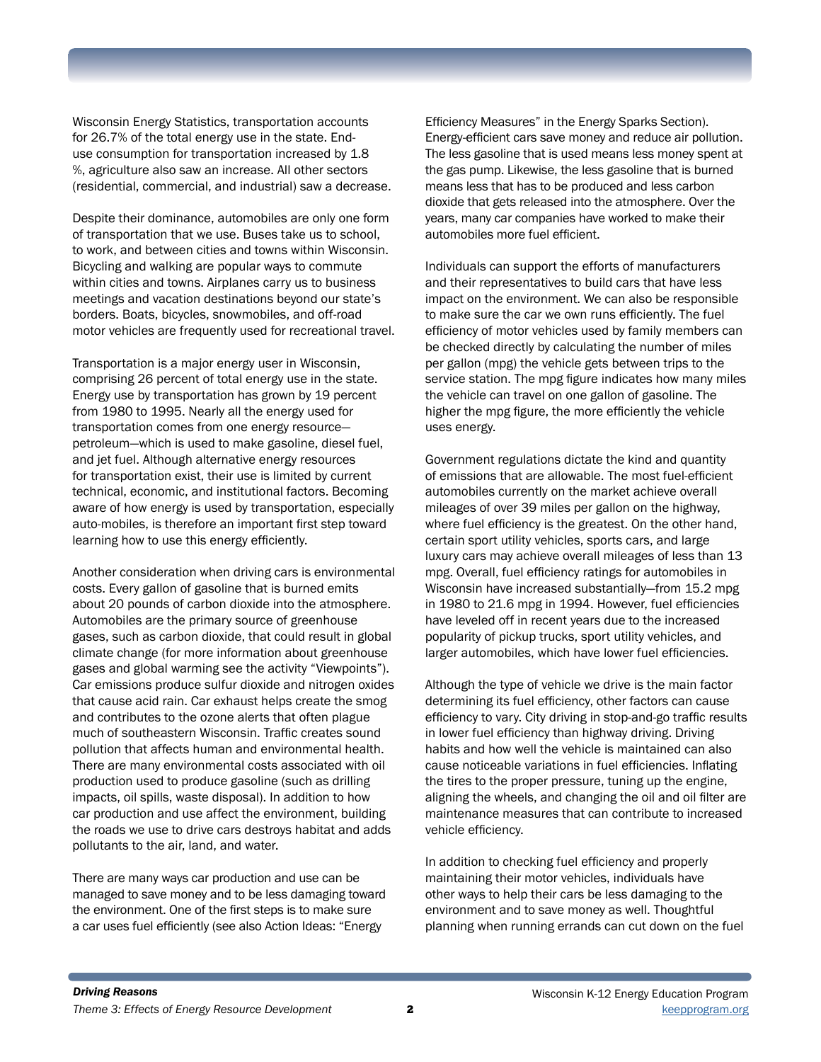Wisconsin Energy Statistics, transportation accounts for 26.7% of the total energy use in the state. End-use consumption for transportation increased by 1.8 %, agriculture also saw an increase. All other sectors (residential, commercial, and industrial) saw a decrease.

Despite their dominance, automobiles are only one form of transportation that we use. Buses take us to school, to work, and between cities and towns within Wisconsin. Bicycling and walking are popular ways to commute within cities and towns. Airplanes carry us to business meetings and vacation destinations beyond our state's borders. Boats, bicycles, snowmobiles, and off-road motor vehicles are frequently used for recreational travel.

Transportation is a major energy user in Wisconsin, comprising 26 percent of total energy use in the state. Energy use by transportation has grown by 19 percent from 1980 to 1995. Nearly all the energy used for transportation comes from one energy resource—petroleum—which is used to make gasoline, diesel fuel, and jet fuel. Although alternative energy resources for transportation exist, their use is limited by current technical, economic, and institutional factors. Becoming aware of how energy is used by transportation, especially auto-mobiles, is therefore an important first step toward learning how to use this energy efficiently.

Another consideration when driving cars is environmental costs. Every gallon of gasoline that is burned emits about 20 pounds of carbon dioxide into the atmosphere. Automobiles are the primary source of greenhouse gases, such as carbon dioxide, that could result in global climate change (for more information about greenhouse gases and global warming see the activity "Viewpoints"). Car emissions produce sulfur dioxide and nitrogen oxides that cause acid rain. Car exhaust helps create the smog and contributes to the ozone alerts that often plague much of southeastern Wisconsin. Traffic creates sound pollution that affects human and environmental health. There are many environmental costs associated with oil production used to produce gasoline (such as drilling impacts, oil spills, waste disposal). In addition to how car production and use affect the environment, building the roads we use to drive cars destroys habitat and adds pollutants to the air, land, and water.

There are many ways car production and use can be managed to save money and to be less damaging toward the environment. One of the first steps is to make sure a car uses fuel efficiently (see also Action Ideas: "Energy Efficiency Measures" in the Energy Sparks Section). Energy-efficient cars save money and reduce air pollution. The less gasoline that is used means less money spent at the gas pump. Likewise, the less gasoline that is burned means less that has to be produced and less carbon dioxide that gets released into the atmosphere. Over the years, many car companies have worked to make their automobiles more fuel efficient.

Individuals can support the efforts of manufacturers and their representatives to build cars that have less impact on the environment. We can also be responsible to make sure the car we own runs efficiently. The fuel efficiency of motor vehicles used by family members can be checked directly by calculating the number of miles per gallon (mpg) the vehicle gets between trips to the service station. The mpg figure indicates how many miles the vehicle can travel on one gallon of gasoline. The higher the mpg figure, the more efficiently the vehicle uses energy.

Government regulations dictate the kind and quantity of emissions that are allowable. The most fuel-efficient automobiles currently on the market achieve overall mileages of over 39 miles per gallon on the highway, where fuel efficiency is the greatest. On the other hand, certain sport utility vehicles, sports cars, and large luxury cars may achieve overall mileages of less than 13 mpg. Overall, fuel efficiency ratings for automobiles in Wisconsin have increased substantially—from 15.2 mpg in 1980 to 21.6 mpg in 1994. However, fuel efficiencies have leveled off in recent years due to the increased popularity of pickup trucks, sport utility vehicles, and larger automobiles, which have lower fuel efficiencies.

Although the type of vehicle we drive is the main factor determining its fuel efficiency, other factors can cause efficiency to vary. City driving in stop-and-go traffic results in lower fuel efficiency than highway driving. Driving habits and how well the vehicle is maintained can also cause noticeable variations in fuel efficiencies. Inflating the tires to the proper pressure, tuning up the engine, aligning the wheels, and changing the oil and oil filter are maintenance measures that can contribute to increased vehicle efficiency.

In addition to checking fuel efficiency and properly maintaining their motor vehicles, individuals have other ways to help their cars be less damaging to the environment and to save money as well. Thoughtful planning when running errands can cut down on the fuel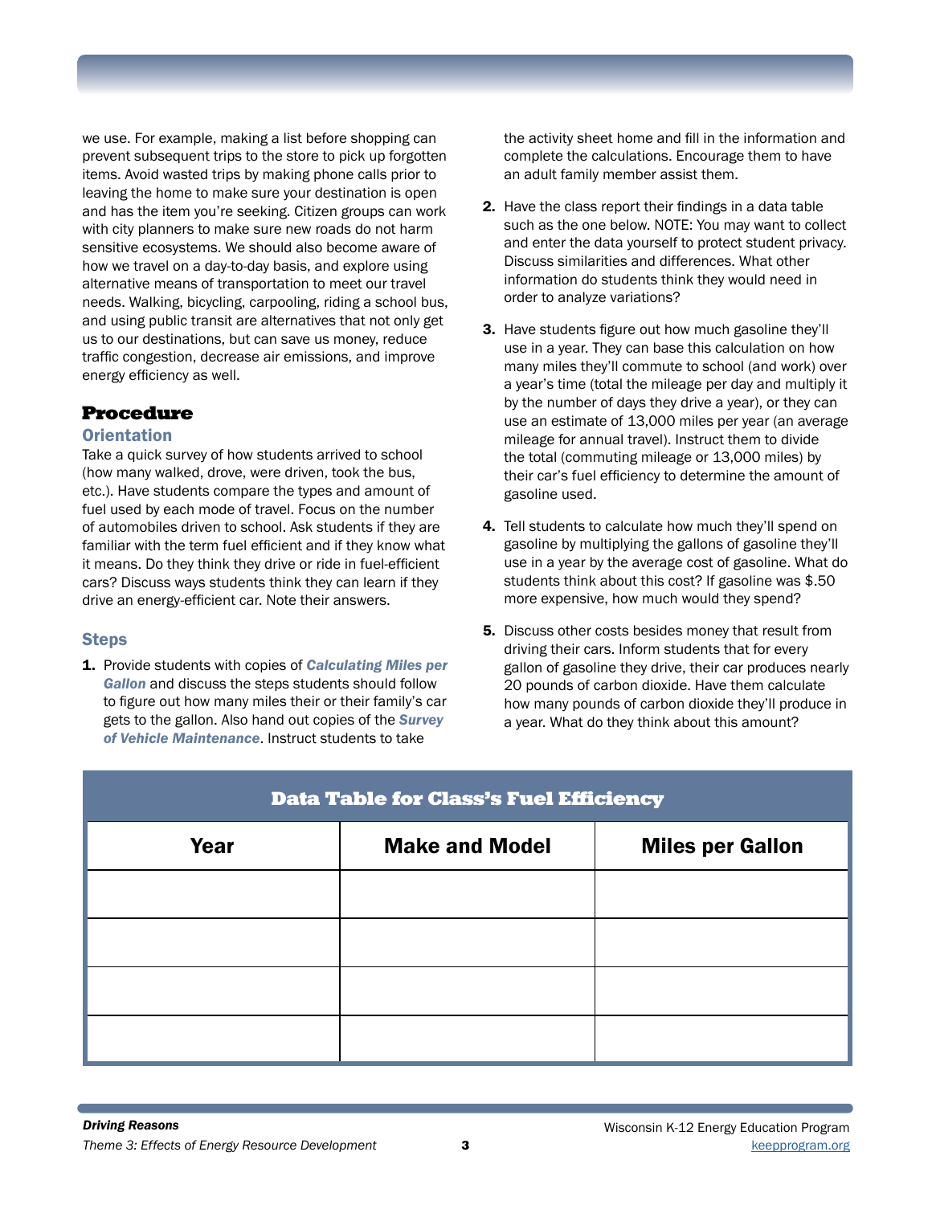we use. For example, making a list before shopping can prevent subsequent trips to the store to pick up forgotten items. Avoid wasted trips by making phone calls prior to leaving the home to make sure your destination is open and has the item you're seeking. Citizen groups can work with city planners to make sure new roads do not harm sensitive ecosystems. We should also become aware of how we travel on a day-to-day basis, and explore using alternative means of transportation to meet our travel needs. Walking, bicycling, carpooling, riding a school bus, and using public transit are alternatives that not only get us to our destinations, but can save us money, reduce traffic congestion, decrease air emissions, and improve energy efficiency as well.

## Procedure

### Orientation

Take a quick survey of how students arrived to school (how many walked, drove, were driven, took the bus, etc.). Have students compare the types and amount of fuel used by each mode of travel. Focus on the number of automobiles driven to school. Ask students if they are familiar with the term fuel efficient and if they know what it means. Do they think they drive or ride in fuel-efficient cars? Discuss ways students think they can learn if they drive an energy-efficient car. Note their answers.

### Steps

1. Provide students with copies of ***Calculating Miles per Gallon*** and discuss the steps students should follow to figure out how many miles their or their family's car gets to the gallon. Also hand out copies of the ***Survey of Vehicle Maintenance***. Instruct students to take the activity sheet home and fill in the information and complete the calculations. Encourage them to have an adult family member assist them.
2. Have the class report their findings in a data table such as the one below. NOTE: You may want to collect and enter the data yourself to protect student privacy. Discuss similarities and differences. What other information do students think they would need in order to analyze variations?
3. Have students figure out how much gasoline they'll use in a year. They can base this calculation on how many miles they'll commute to school (and work) over a year's time (total the mileage per day and multiply it by the number of days they drive a year), or they can use an estimate of 13,000 miles per year (an average mileage for annual travel). Instruct them to divide the total (commuting mileage or 13,000 miles) by their car's fuel efficiency to determine the amount of gasoline used.
4. Tell students to calculate how much they'll spend on gasoline by multiplying the gallons of gasoline they'll use in a year by the average cost of gasoline. What do students think about this cost? If gasoline was $.50 more expensive, how much would they spend?
5. Discuss other costs besides money that result from driving their cars. Inform students that for every gallon of gasoline they drive, their car produces nearly 20 pounds of carbon dioxide. Have them calculate how many pounds of carbon dioxide they'll produce in a year. What do they think about this amount?

**Data Table for Class's Fuel Efficiency**

| Year | Make and Model | Miles per Gallon |
|---|---|---|
| | | |
| | | |
| | | |
| | | |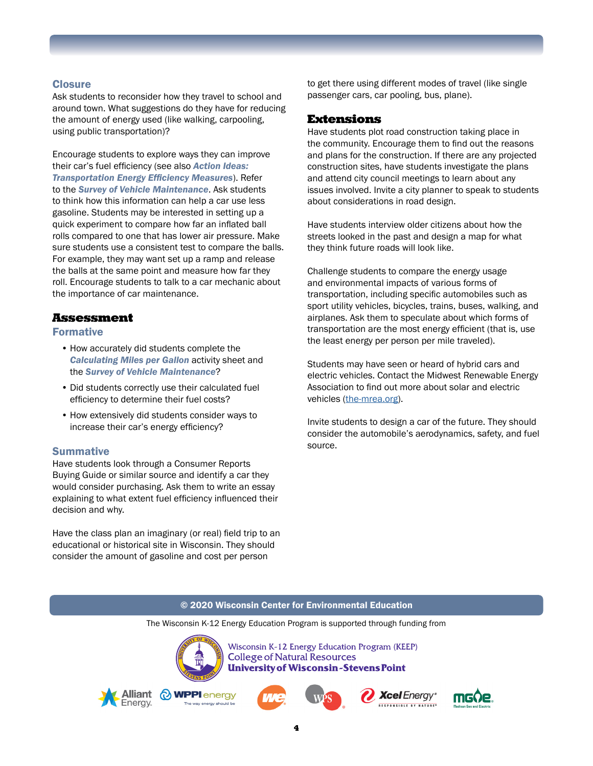### Closure

Ask students to reconsider how they travel to school and around town. What suggestions do they have for reducing the amount of energy used (like walking, carpooling, using public transportation)?

Encourage students to explore ways they can improve their car's fuel efficiency (see also ***Action Ideas: Transportation Energy Efficiency Measures***). Refer to the ***Survey of Vehicle Maintenance***. Ask students to think how this information can help a car use less gasoline. Students may be interested in setting up a quick experiment to compare how far an inflated ball rolls compared to one that has lower air pressure. Make sure students use a consistent test to compare the balls. For example, they may want set up a ramp and release the balls at the same point and measure how far they roll. Encourage students to talk to a car mechanic about the importance of car maintenance.

## Assessment

### Formative

- How accurately did students complete the ***Calculating Miles per Gallon*** activity sheet and the ***Survey of Vehicle Maintenance***?
- Did students correctly use their calculated fuel efficiency to determine their fuel costs?
- How extensively did students consider ways to increase their car's energy efficiency?

### Summative

Have students look through a Consumer Reports Buying Guide or similar source and identify a car they would consider purchasing. Ask them to write an essay explaining to what extent fuel efficiency influenced their decision and why.

Have the class plan an imaginary (or real) field trip to an educational or historical site in Wisconsin. They should consider the amount of gasoline and cost per person to get there using different modes of travel (like single passenger cars, car pooling, bus, plane).

## Extensions

Have students plot road construction taking place in the community. Encourage them to find out the reasons and plans for the construction. If there are any projected construction sites, have students investigate the plans and attend city council meetings to learn about any issues involved. Invite a city planner to speak to students about considerations in road design.

Have students interview older citizens about how the streets looked in the past and design a map for what they think future roads will look like.

Challenge students to compare the energy usage and environmental impacts of various forms of transportation, including specific automobiles such as sport utility vehicles, bicycles, trains, buses, walking, and airplanes. Ask them to speculate about which forms of transportation are the most energy efficient (that is, use the least energy per person per mile traveled).

Students may have seen or heard of hybrid cars and electric vehicles. Contact the Midwest Renewable Energy Association to find out more about solar and electric vehicles (the-mrea.org).

Invite students to design a car of the future. They should consider the automobile's aerodynamics, safety, and fuel source.

**© 2020 Wisconsin Center for Environmental Education**

The Wisconsin K-12 Energy Education Program is supported through funding from

Wisconsin K-12 Energy Education Program (KEEP)
College of Natural Resources
University of Wisconsin-Stevens Point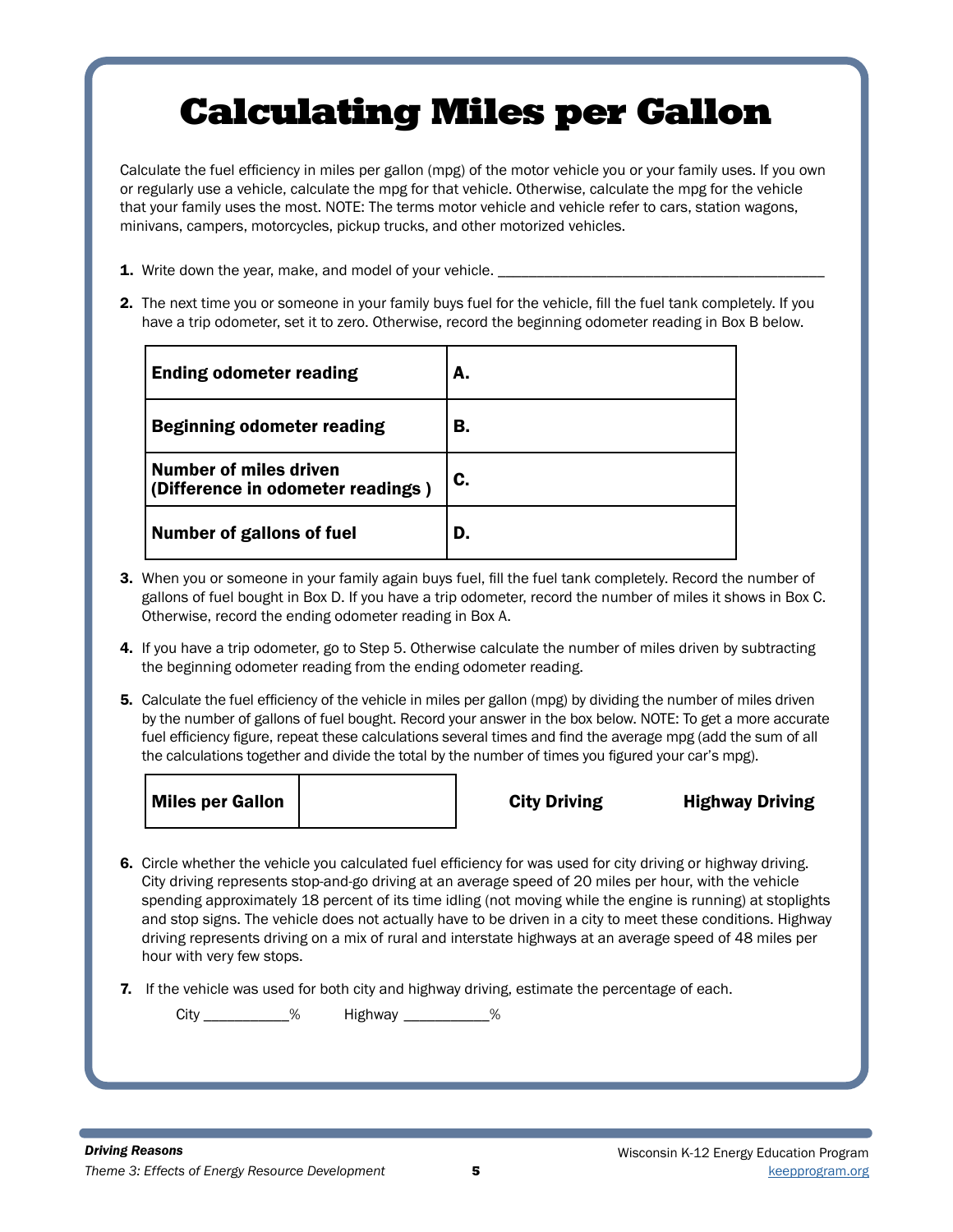# Calculating Miles per Gallon

Calculate the fuel efficiency in miles per gallon (mpg) of the motor vehicle you or your family uses. If you own or regularly use a vehicle, calculate the mpg for that vehicle. Otherwise, calculate the mpg for the vehicle that your family uses the most. NOTE: The terms motor vehicle and vehicle refer to cars, station wagons, minivans, campers, motorcycles, pickup trucks, and other motorized vehicles.

1. Write down the year, make, and model of your vehicle. ___________________________________________

2. The next time you or someone in your family buys fuel for the vehicle, fill the fuel tank completely. If you have a trip odometer, set it to zero. Otherwise, record the beginning odometer reading in Box B below.

| | |
|---|---|
| **Ending odometer reading** | **A.** |
| **Beginning odometer reading** | **B.** |
| **Number of miles driven (Difference in odometer readings )** | **C.** |
| **Number of gallons of fuel** | **D.** |

3. When you or someone in your family again buys fuel, fill the fuel tank completely. Record the number of gallons of fuel bought in Box D. If you have a trip odometer, record the number of miles it shows in Box C. Otherwise, record the ending odometer reading in Box A.

4. If you have a trip odometer, go to Step 5. Otherwise calculate the number of miles driven by subtracting the beginning odometer reading from the ending odometer reading.

5. Calculate the fuel efficiency of the vehicle in miles per gallon (mpg) by dividing the number of miles driven by the number of gallons of fuel bought. Record your answer in the box below. NOTE: To get a more accurate fuel efficiency figure, repeat these calculations several times and find the average mpg (add the sum of all the calculations together and divide the total by the number of times you figured your car's mpg).

| | |
|---|---|
| **Miles per Gallon** | |

**City Driving** **Highway Driving**

6. Circle whether the vehicle you calculated fuel efficiency for was used for city driving or highway driving. City driving represents stop-and-go driving at an average speed of 20 miles per hour, with the vehicle spending approximately 18 percent of its time idling (not moving while the engine is running) at stoplights and stop signs. The vehicle does not actually have to be driven in a city to meet these conditions. Highway driving represents driving on a mix of rural and interstate highways at an average speed of 48 miles per hour with very few stops.

7. If the vehicle was used for both city and highway driving, estimate the percentage of each.

   City ___________% Highway ___________%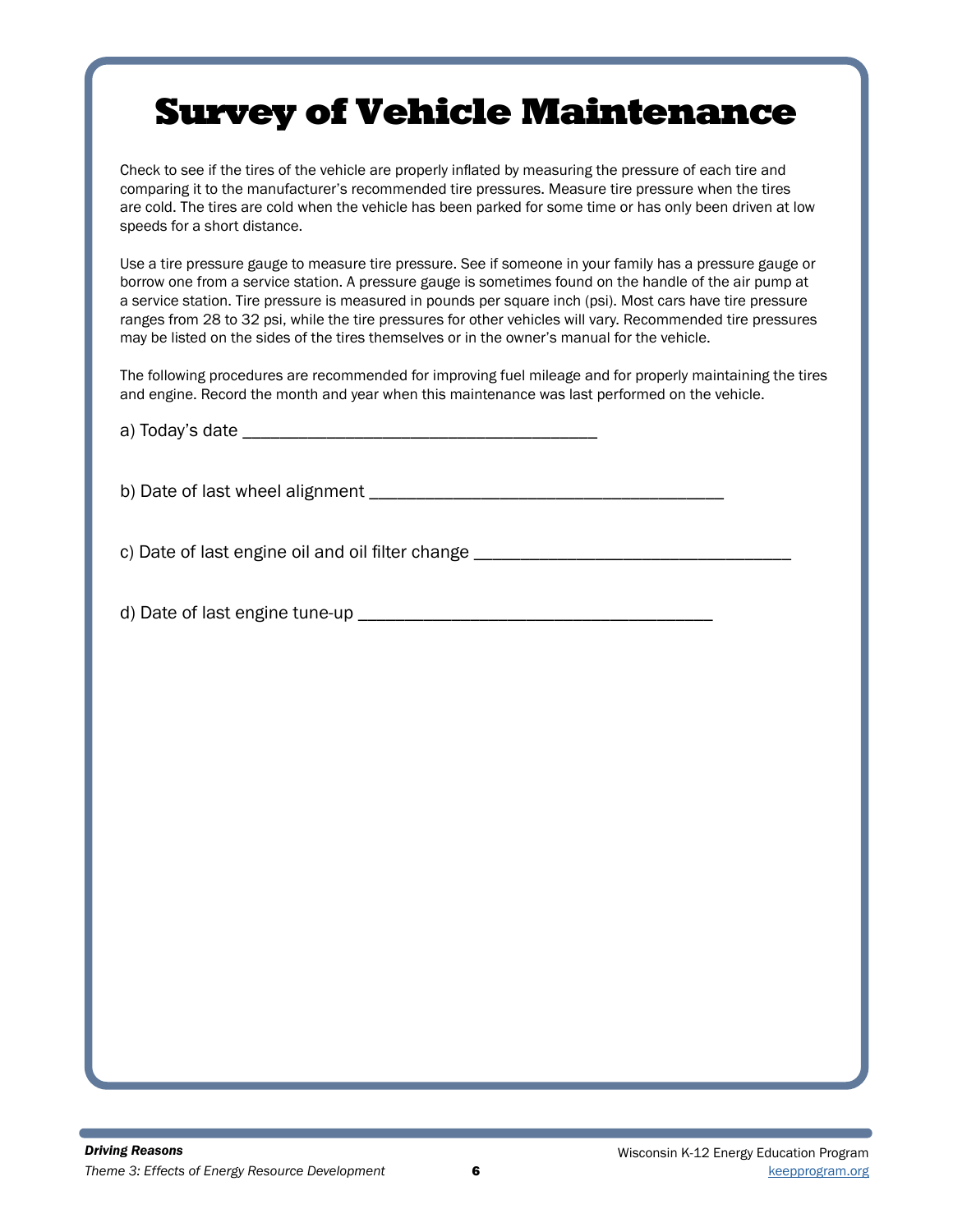# Survey of Vehicle Maintenance

Check to see if the tires of the vehicle are properly inflated by measuring the pressure of each tire and comparing it to the manufacturer's recommended tire pressures. Measure tire pressure when the tires are cold. The tires are cold when the vehicle has been parked for some time or has only been driven at low speeds for a short distance.

Use a tire pressure gauge to measure tire pressure. See if someone in your family has a pressure gauge or borrow one from a service station. A pressure gauge is sometimes found on the handle of the air pump at a service station. Tire pressure is measured in pounds per square inch (psi). Most cars have tire pressure ranges from 28 to 32 psi, while the tire pressures for other vehicles will vary. Recommended tire pressures may be listed on the sides of the tires themselves or in the owner's manual for the vehicle.

The following procedures are recommended for improving fuel mileage and for properly maintaining the tires and engine. Record the month and year when this maintenance was last performed on the vehicle.

a) Today's date ______________________________________

b) Date of last wheel alignment ______________________________________

c) Date of last engine oil and oil filter change _________________________________

d) Date of last engine tune-up ______________________________________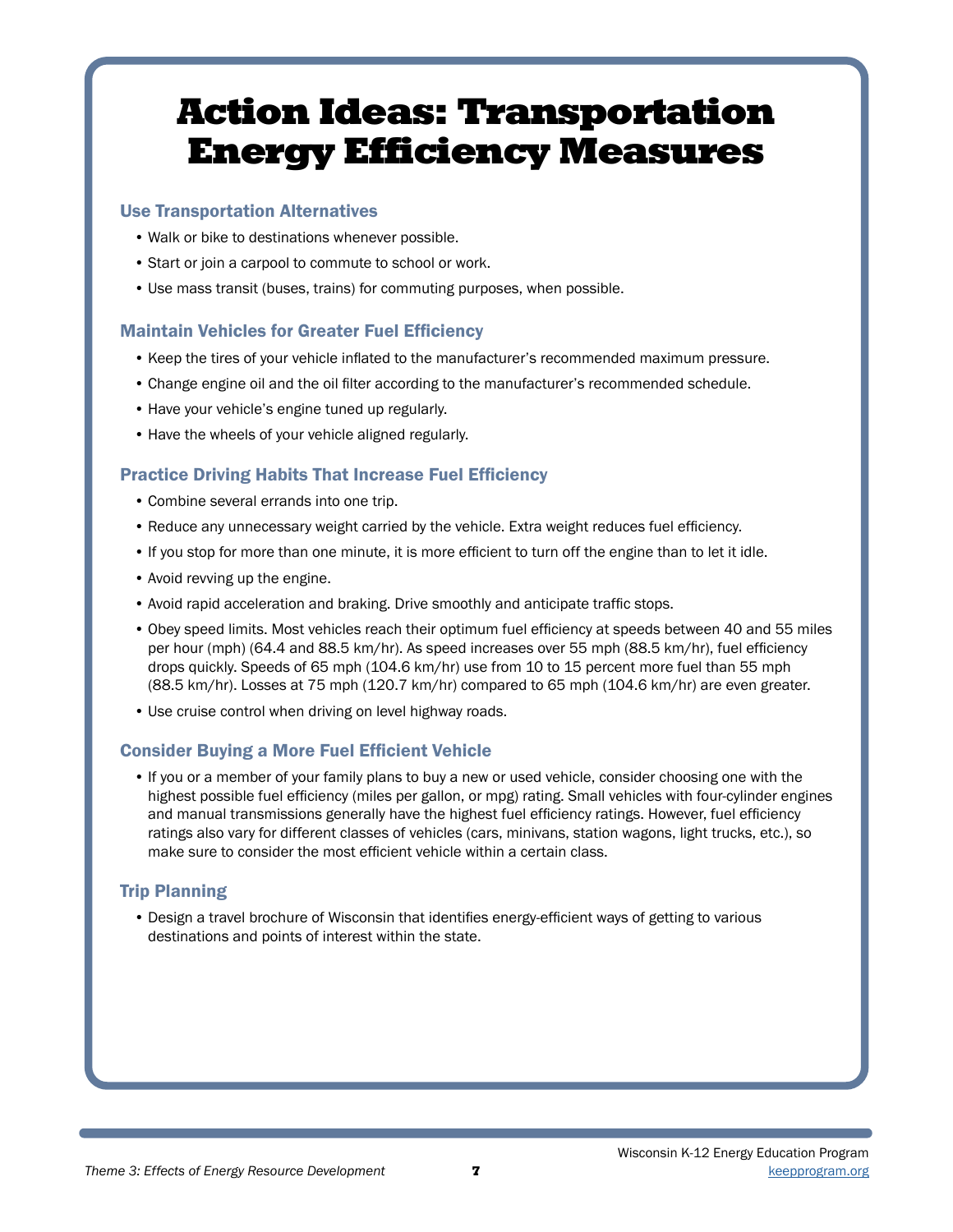# Action Ideas: Transportation Energy Efficiency Measures

## Use Transportation Alternatives

- Walk or bike to destinations whenever possible.
- Start or join a carpool to commute to school or work.
- Use mass transit (buses, trains) for commuting purposes, when possible.

## Maintain Vehicles for Greater Fuel Efficiency

- Keep the tires of your vehicle inflated to the manufacturer's recommended maximum pressure.
- Change engine oil and the oil filter according to the manufacturer's recommended schedule.
- Have your vehicle's engine tuned up regularly.
- Have the wheels of your vehicle aligned regularly.

## Practice Driving Habits That Increase Fuel Efficiency

- Combine several errands into one trip.
- Reduce any unnecessary weight carried by the vehicle. Extra weight reduces fuel efficiency.
- If you stop for more than one minute, it is more efficient to turn off the engine than to let it idle.
- Avoid revving up the engine.
- Avoid rapid acceleration and braking. Drive smoothly and anticipate traffic stops.
- Obey speed limits. Most vehicles reach their optimum fuel efficiency at speeds between 40 and 55 miles per hour (mph) (64.4 and 88.5 km/hr). As speed increases over 55 mph (88.5 km/hr), fuel efficiency drops quickly. Speeds of 65 mph (104.6 km/hr) use from 10 to 15 percent more fuel than 55 mph (88.5 km/hr). Losses at 75 mph (120.7 km/hr) compared to 65 mph (104.6 km/hr) are even greater.
- Use cruise control when driving on level highway roads.

## Consider Buying a More Fuel Efficient Vehicle

- If you or a member of your family plans to buy a new or used vehicle, consider choosing one with the highest possible fuel efficiency (miles per gallon, or mpg) rating. Small vehicles with four-cylinder engines and manual transmissions generally have the highest fuel efficiency ratings. However, fuel efficiency ratings also vary for different classes of vehicles (cars, minivans, station wagons, light trucks, etc.), so make sure to consider the most efficient vehicle within a certain class.

## Trip Planning

- Design a travel brochure of Wisconsin that identifies energy-efficient ways of getting to various destinations and points of interest within the state.